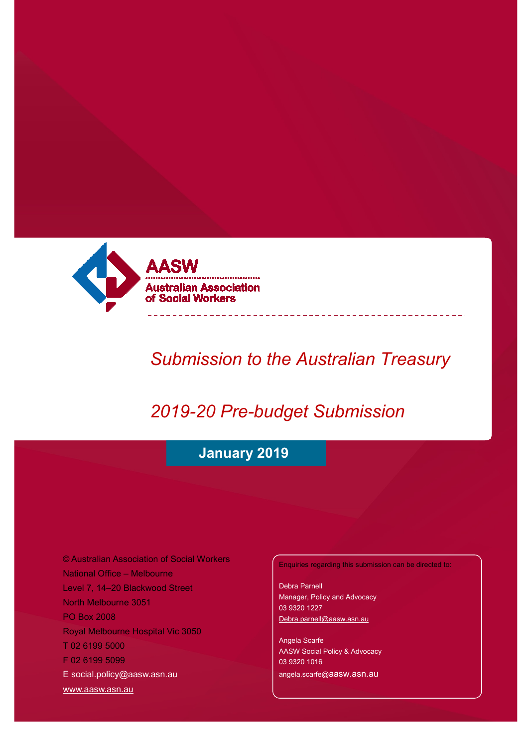AASW

Australian Association of Social Workers

# Submission to the Australian Treasury

# 2019-20 Pre-budget Submission

**January 2019**

© Australian Association of Social Workers
National Office – Melbourne
Level 7, 14–20 Blackwood Street
North Melbourne 3051
PO Box 2008
Royal Melbourne Hospital Vic 3050
T 02 6199 5000
F 02 6199 5099
E social.policy@aasw.asn.au
www.aasw.asn.au

Enquiries regarding this submission can be directed to:

Debra Parnell
Manager, Policy and Advocacy
03 9320 1227
Debra.parnell@aasw.asn.au

Angela Scarfe
AASW Social Policy & Advocacy
03 9320 1016
angela.scarfe@aasw.asn.au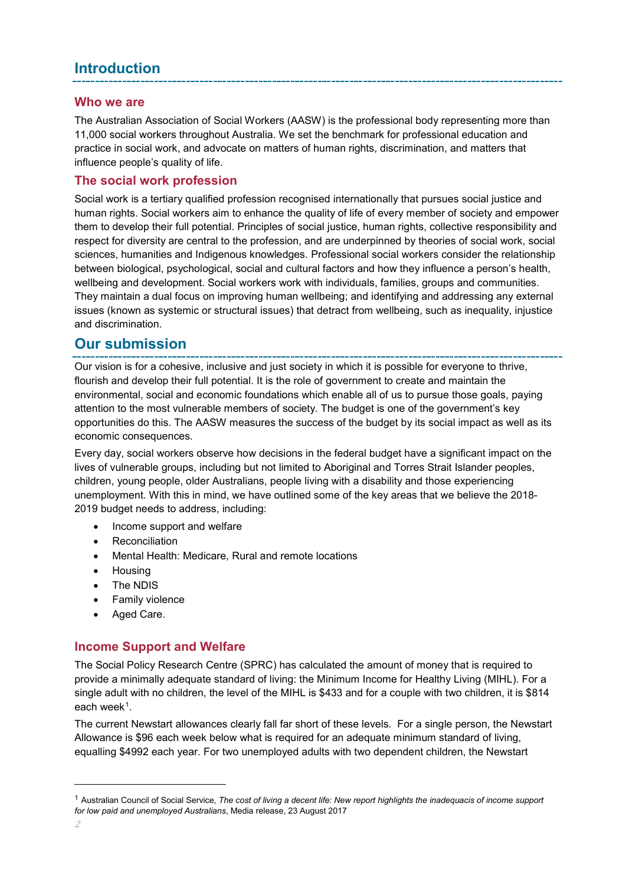# Introduction

## Who we are

The Australian Association of Social Workers (AASW) is the professional body representing more than 11,000 social workers throughout Australia. We set the benchmark for professional education and practice in social work, and advocate on matters of human rights, discrimination, and matters that influence people's quality of life.

## The social work profession

Social work is a tertiary qualified profession recognised internationally that pursues social justice and human rights. Social workers aim to enhance the quality of life of every member of society and empower them to develop their full potential. Principles of social justice, human rights, collective responsibility and respect for diversity are central to the profession, and are underpinned by theories of social work, social sciences, humanities and Indigenous knowledges. Professional social workers consider the relationship between biological, psychological, social and cultural factors and how they influence a person's health, wellbeing and development. Social workers work with individuals, families, groups and communities. They maintain a dual focus on improving human wellbeing; and identifying and addressing any external issues (known as systemic or structural issues) that detract from wellbeing, such as inequality, injustice and discrimination.

# Our submission

Our vision is for a cohesive, inclusive and just society in which it is possible for everyone to thrive, flourish and develop their full potential. It is the role of government to create and maintain the environmental, social and economic foundations which enable all of us to pursue those goals, paying attention to the most vulnerable members of society. The budget is one of the government's key opportunities do this. The AASW measures the success of the budget by its social impact as well as its economic consequences.

Every day, social workers observe how decisions in the federal budget have a significant impact on the lives of vulnerable groups, including but not limited to Aboriginal and Torres Strait Islander peoples, children, young people, older Australians, people living with a disability and those experiencing unemployment. With this in mind, we have outlined some of the key areas that we believe the 2018-2019 budget needs to address, including:

- Income support and welfare
- Reconciliation
- Mental Health: Medicare, Rural and remote locations
- Housing
- The NDIS
- Family violence
- Aged Care.

## Income Support and Welfare

The Social Policy Research Centre (SPRC) has calculated the amount of money that is required to provide a minimally adequate standard of living: the Minimum Income for Healthy Living (MIHL). For a single adult with no children, the level of the MIHL is $433 and for a couple with two children, it is $814 each week[1].

The current Newstart allowances clearly fall far short of these levels. For a single person, the Newstart Allowance is $96 each week below what is required for an adequate minimum standard of living, equalling $4992 each year. For two unemployed adults with two dependent children, the Newstart

[1] Australian Council of Social Service, *The cost of living a decent life: New report highlights the inadequacis of income support for low paid and unemployed Australians*, Media release, 23 August 2017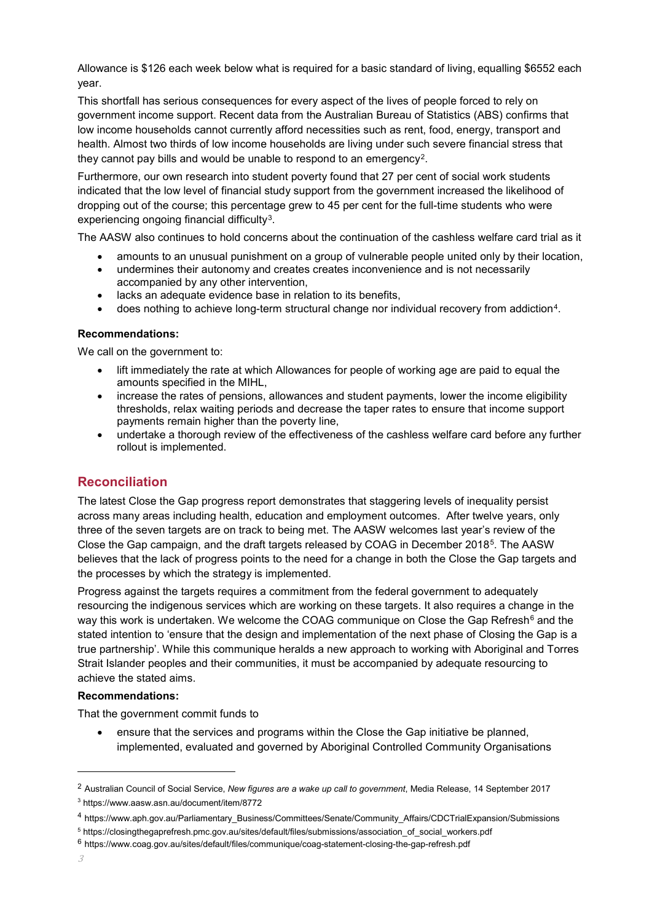Allowance is $126 each week below what is required for a basic standard of living, equalling $6552 each year.

This shortfall has serious consequences for every aspect of the lives of people forced to rely on government income support. Recent data from the Australian Bureau of Statistics (ABS) confirms that low income households cannot currently afford necessities such as rent, food, energy, transport and health. Almost two thirds of low income households are living under such severe financial stress that they cannot pay bills and would be unable to respond to an emergency[2].

Furthermore, our own research into student poverty found that 27 per cent of social work students indicated that the low level of financial study support from the government increased the likelihood of dropping out of the course; this percentage grew to 45 per cent for the full-time students who were experiencing ongoing financial difficulty[3].

The AASW also continues to hold concerns about the continuation of the cashless welfare card trial as it

- amounts to an unusual punishment on a group of vulnerable people united only by their location,
- undermines their autonomy and creates creates inconvenience and is not necessarily accompanied by any other intervention,
- lacks an adequate evidence base in relation to its benefits,
- does nothing to achieve long-term structural change nor individual recovery from addiction[4].

**Recommendations:**

We call on the government to:

- lift immediately the rate at which Allowances for people of working age are paid to equal the amounts specified in the MIHL,
- increase the rates of pensions, allowances and student payments, lower the income eligibility thresholds, relax waiting periods and decrease the taper rates to ensure that income support payments remain higher than the poverty line,
- undertake a thorough review of the effectiveness of the cashless welfare card before any further rollout is implemented.

## Reconciliation

The latest Close the Gap progress report demonstrates that staggering levels of inequality persist across many areas including health, education and employment outcomes. After twelve years, only three of the seven targets are on track to being met. The AASW welcomes last year's review of the Close the Gap campaign, and the draft targets released by COAG in December 2018[5]. The AASW believes that the lack of progress points to the need for a change in both the Close the Gap targets and the processes by which the strategy is implemented.

Progress against the targets requires a commitment from the federal government to adequately resourcing the indigenous services which are working on these targets. It also requires a change in the way this work is undertaken. We welcome the COAG communique on Close the Gap Refresh[6] and the stated intention to 'ensure that the design and implementation of the next phase of Closing the Gap is a true partnership'. While this communique heralds a new approach to working with Aboriginal and Torres Strait Islander peoples and their communities, it must be accompanied by adequate resourcing to achieve the stated aims.

**Recommendations:**

That the government commit funds to

- ensure that the services and programs within the Close the Gap initiative be planned, implemented, evaluated and governed by Aboriginal Controlled Community Organisations

---

[2] Australian Council of Social Service, *New figures are a wake up call to government*, Media Release, 14 September 2017

[3] https://www.aasw.asn.au/document/item/8772

[4] https://www.aph.gov.au/Parliamentary_Business/Committees/Senate/Community_Affairs/CDCTrialExpansion/Submissions

[5] https://closingthegaprefresh.pmc.gov.au/sites/default/files/submissions/association_of_social_workers.pdf

[6] https://www.coag.gov.au/sites/default/files/communique/coag-statement-closing-the-gap-refresh.pdf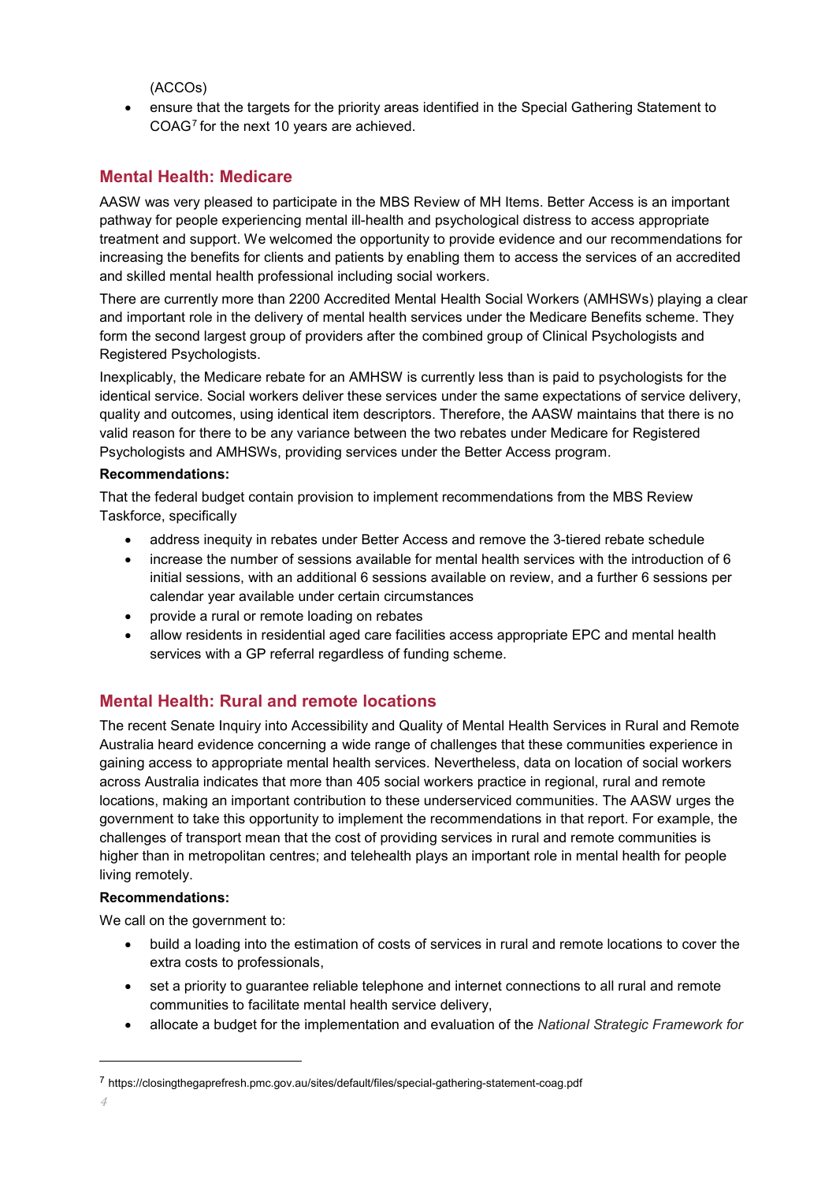(ACCOs)
- ensure that the targets for the priority areas identified in the Special Gathering Statement to COAG[7] for the next 10 years are achieved.

## Mental Health: Medicare

AASW was very pleased to participate in the MBS Review of MH Items. Better Access is an important pathway for people experiencing mental ill-health and psychological distress to access appropriate treatment and support. We welcomed the opportunity to provide evidence and our recommendations for increasing the benefits for clients and patients by enabling them to access the services of an accredited and skilled mental health professional including social workers.

There are currently more than 2200 Accredited Mental Health Social Workers (AMHSWs) playing a clear and important role in the delivery of mental health services under the Medicare Benefits scheme. They form the second largest group of providers after the combined group of Clinical Psychologists and Registered Psychologists.

Inexplicably, the Medicare rebate for an AMHSW is currently less than is paid to psychologists for the identical service. Social workers deliver these services under the same expectations of service delivery, quality and outcomes, using identical item descriptors. Therefore, the AASW maintains that there is no valid reason for there to be any variance between the two rebates under Medicare for Registered Psychologists and AMHSWs, providing services under the Better Access program.

**Recommendations:**

That the federal budget contain provision to implement recommendations from the MBS Review Taskforce, specifically

- address inequity in rebates under Better Access and remove the 3-tiered rebate schedule
- increase the number of sessions available for mental health services with the introduction of 6 initial sessions, with an additional 6 sessions available on review, and a further 6 sessions per calendar year available under certain circumstances
- provide a rural or remote loading on rebates
- allow residents in residential aged care facilities access appropriate EPC and mental health services with a GP referral regardless of funding scheme.

## Mental Health: Rural and remote locations

The recent Senate Inquiry into Accessibility and Quality of Mental Health Services in Rural and Remote Australia heard evidence concerning a wide range of challenges that these communities experience in gaining access to appropriate mental health services. Nevertheless, data on location of social workers across Australia indicates that more than 405 social workers practice in regional, rural and remote locations, making an important contribution to these underserviced communities. The AASW urges the government to take this opportunity to implement the recommendations in that report. For example, the challenges of transport mean that the cost of providing services in rural and remote communities is higher than in metropolitan centres; and telehealth plays an important role in mental health for people living remotely.

**Recommendations:**

We call on the government to:

- build a loading into the estimation of costs of services in rural and remote locations to cover the extra costs to professionals,
- set a priority to guarantee reliable telephone and internet connections to all rural and remote communities to facilitate mental health service delivery,
- allocate a budget for the implementation and evaluation of the *National Strategic Framework for*

[7] https://closingthegaprefresh.pmc.gov.au/sites/default/files/special-gathering-statement-coag.pdf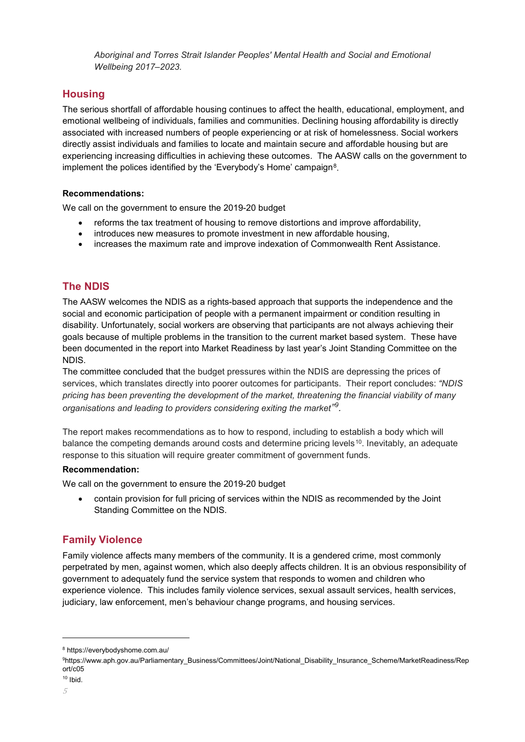*Aboriginal and Torres Strait Islander Peoples' Mental Health and Social and Emotional Wellbeing 2017–2023.*

## Housing

The serious shortfall of affordable housing continues to affect the health, educational, employment, and emotional wellbeing of individuals, families and communities. Declining housing affordability is directly associated with increased numbers of people experiencing or at risk of homelessness. Social workers directly assist individuals and families to locate and maintain secure and affordable housing but are experiencing increasing difficulties in achieving these outcomes. The AASW calls on the government to implement the polices identified by the 'Everybody's Home' campaign[8].

**Recommendations:**

We call on the government to ensure the 2019-20 budget

- reforms the tax treatment of housing to remove distortions and improve affordability,
- introduces new measures to promote investment in new affordable housing,
- increases the maximum rate and improve indexation of Commonwealth Rent Assistance.

## The NDIS

The AASW welcomes the NDIS as a rights-based approach that supports the independence and the social and economic participation of people with a permanent impairment or condition resulting in disability. Unfortunately, social workers are observing that participants are not always achieving their goals because of multiple problems in the transition to the current market based system. These have been documented in the report into Market Readiness by last year's Joint Standing Committee on the NDIS.

The committee concluded that the budget pressures within the NDIS are depressing the prices of services, which translates directly into poorer outcomes for participants. Their report concludes: *"NDIS pricing has been preventing the development of the market, threatening the financial viability of many organisations and leading to providers considering exiting the market"*[9].

The report makes recommendations as to how to respond, including to establish a body which will balance the competing demands around costs and determine pricing levels[10]. Inevitably, an adequate response to this situation will require greater commitment of government funds.

**Recommendation:**

We call on the government to ensure the 2019-20 budget

- contain provision for full pricing of services within the NDIS as recommended by the Joint Standing Committee on the NDIS.

## Family Violence

Family violence affects many members of the community. It is a gendered crime, most commonly perpetrated by men, against women, which also deeply affects children. It is an obvious responsibility of government to adequately fund the service system that responds to women and children who experience violence. This includes family violence services, sexual assault services, health services, judiciary, law enforcement, men's behaviour change programs, and housing services.

---

[8] https://everybodyshome.com.au/

[9] https://www.aph.gov.au/Parliamentary_Business/Committees/Joint/National_Disability_Insurance_Scheme/MarketReadiness/Report/c05

[10] Ibid.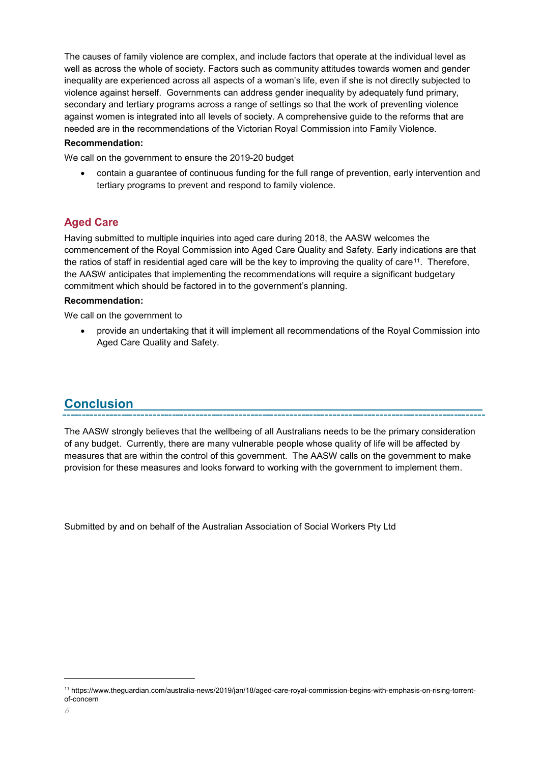The causes of family violence are complex, and include factors that operate at the individual level as well as across the whole of society. Factors such as community attitudes towards women and gender inequality are experienced across all aspects of a woman's life, even if she is not directly subjected to violence against herself. Governments can address gender inequality by adequately fund primary, secondary and tertiary programs across a range of settings so that the work of preventing violence against women is integrated into all levels of society. A comprehensive guide to the reforms that are needed are in the recommendations of the Victorian Royal Commission into Family Violence.

**Recommendation:**

We call on the government to ensure the 2019-20 budget

- contain a guarantee of continuous funding for the full range of prevention, early intervention and tertiary programs to prevent and respond to family violence.

### Aged Care

Having submitted to multiple inquiries into aged care during 2018, the AASW welcomes the commencement of the Royal Commission into Aged Care Quality and Safety. Early indications are that the ratios of staff in residential aged care will be the key to improving the quality of care[11]. Therefore, the AASW anticipates that implementing the recommendations will require a significant budgetary commitment which should be factored in to the government's planning.

**Recommendation:**

We call on the government to

- provide an undertaking that it will implement all recommendations of the Royal Commission into Aged Care Quality and Safety.

## Conclusion

The AASW strongly believes that the wellbeing of all Australians needs to be the primary consideration of any budget. Currently, there are many vulnerable people whose quality of life will be affected by measures that are within the control of this government. The AASW calls on the government to make provision for these measures and looks forward to working with the government to implement them.

Submitted by and on behalf of the Australian Association of Social Workers Pty Ltd

---

[11] https://www.theguardian.com/australia-news/2019/jan/18/aged-care-royal-commission-begins-with-emphasis-on-rising-torrent-of-concern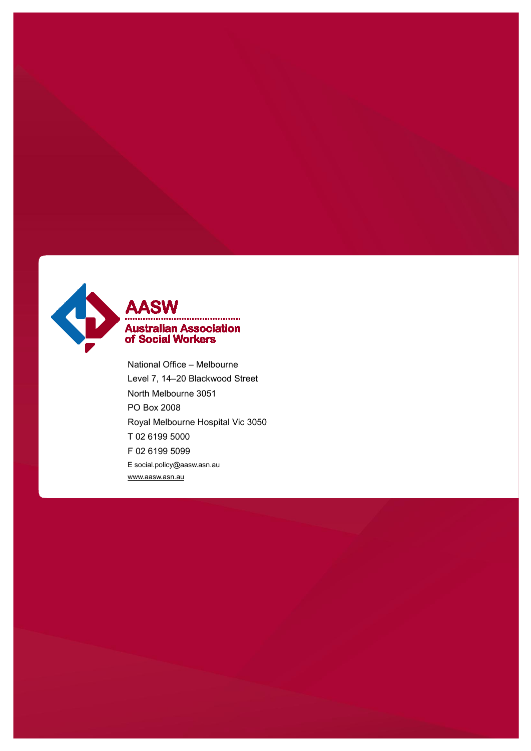**AASW**

**Australian Association of Social Workers**

National Office – Melbourne
Level 7, 14–20 Blackwood Street
North Melbourne 3051
PO Box 2008
Royal Melbourne Hospital Vic 3050
T 02 6199 5000
F 02 6199 5099
E social.policy@aasw.asn.au
www.aasw.asn.au